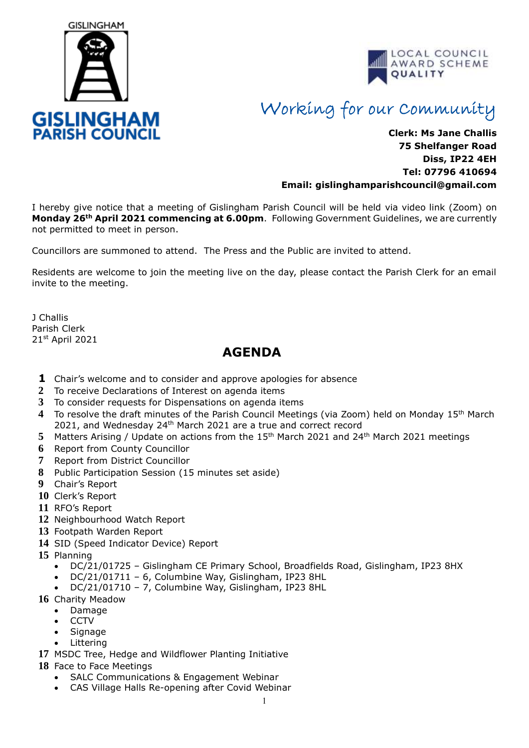GISLINGHAM

**GISLINGHAM PARISH COUNCIL**

LOCAL COUNCIL AWARD SCHEME QUALITY

*Working for our Community*

**Clerk: Ms Jane Challis**
**75 Shelfanger Road**
**Diss, IP22 4EH**
**Tel: 07796 410694**
**Email: gislinghamparishcouncil@gmail.com**

I hereby give notice that a meeting of Gislingham Parish Council will be held via video link (Zoom) on **Monday 26th April 2021 commencing at 6.00pm**. Following Government Guidelines, we are currently not permitted to meet in person.

Councillors are summoned to attend. The Press and the Public are invited to attend.

Residents are welcome to join the meeting live on the day, please contact the Parish Clerk for an email invite to the meeting.

J Challis
Parish Clerk
21st April 2021

## AGENDA

1. Chair's welcome and to consider and approve apologies for absence
2. To receive Declarations of Interest on agenda items
3. To consider requests for Dispensations on agenda items
4. To resolve the draft minutes of the Parish Council Meetings (via Zoom) held on Monday 15th March 2021, and Wednesday 24th March 2021 are a true and correct record
5. Matters Arising / Update on actions from the 15th March 2021 and 24th March 2021 meetings
6. Report from County Councillor
7. Report from District Councillor
8. Public Participation Session (15 minutes set aside)
9. Chair's Report
10. Clerk's Report
11. RFO's Report
12. Neighbourhood Watch Report
13. Footpath Warden Report
14. SID (Speed Indicator Device) Report
15. Planning
    - DC/21/01725 – Gislingham CE Primary School, Broadfields Road, Gislingham, IP23 8HX
    - DC/21/01711 – 6, Columbine Way, Gislingham, IP23 8HL
    - DC/21/01710 – 7, Columbine Way, Gislingham, IP23 8HL
16. Charity Meadow
    - Damage
    - CCTV
    - Signage
    - Littering
17. MSDC Tree, Hedge and Wildflower Planting Initiative
18. Face to Face Meetings
    - SALC Communications & Engagement Webinar
    - CAS Village Halls Re-opening after Covid Webinar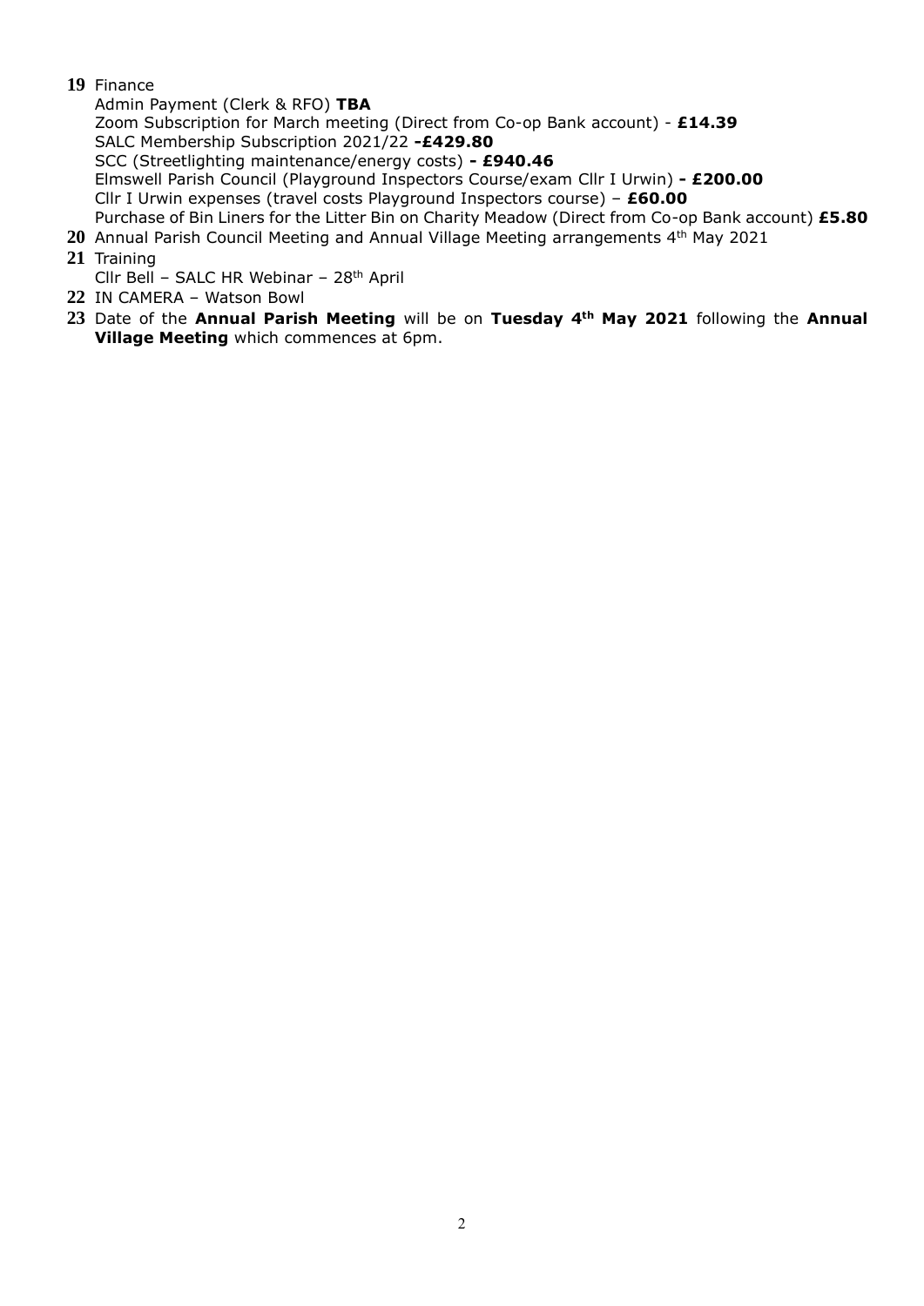19 Finance

Admin Payment (Clerk & RFO) **TBA**
Zoom Subscription for March meeting (Direct from Co-op Bank account) - **£14.39**
SALC Membership Subscription 2021/22 **-£429.80**
SCC (Streetlighting maintenance/energy costs) **- £940.46**
Elmswell Parish Council (Playground Inspectors Course/exam Cllr I Urwin) **- £200.00**
Cllr I Urwin expenses (travel costs Playground Inspectors course) – **£60.00**
Purchase of Bin Liners for the Litter Bin on Charity Meadow (Direct from Co-op Bank account) **£5.80**

20 Annual Parish Council Meeting and Annual Village Meeting arrangements 4th May 2021

21 Training

Cllr Bell – SALC HR Webinar – 28th April

22 IN CAMERA – Watson Bowl

23 Date of the **Annual Parish Meeting** will be on **Tuesday 4th May 2021** following the **Annual Village Meeting** which commences at 6pm.